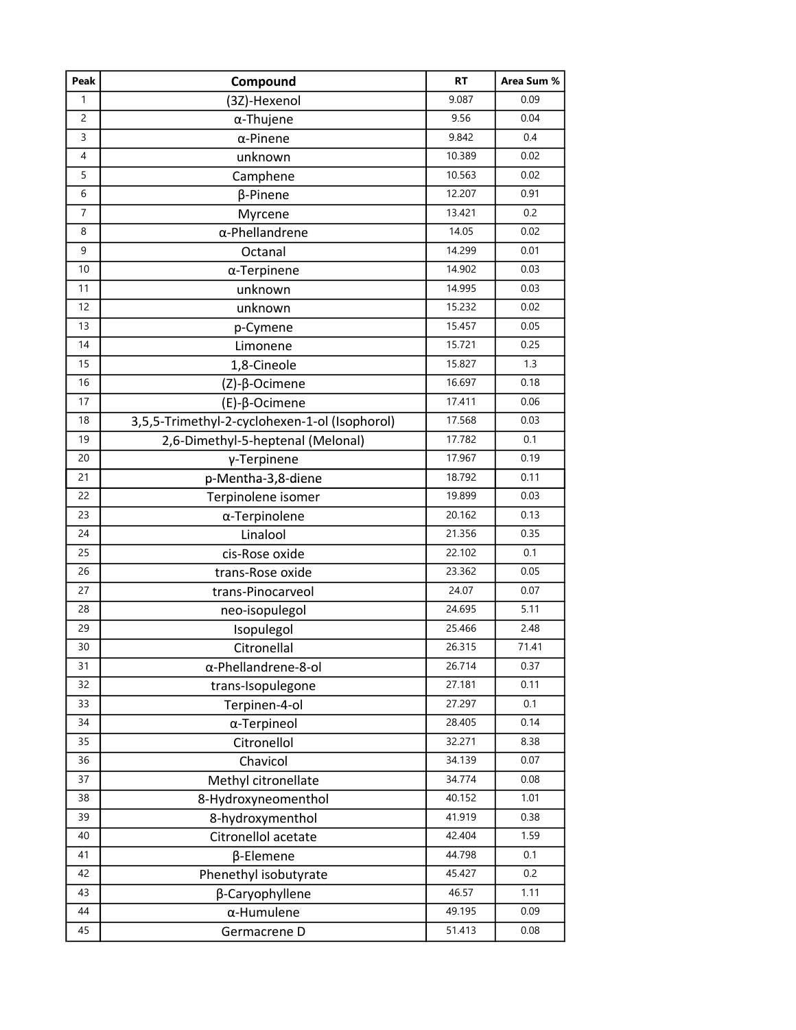| Peak | Compound | RT | Area Sum % |
|---|---|---|---|
| 1 | (3Z)-Hexenol | 9.087 | 0.09 |
| 2 | α-Thujene | 9.56 | 0.04 |
| 3 | α-Pinene | 9.842 | 0.4 |
| 4 | unknown | 10.389 | 0.02 |
| 5 | Camphene | 10.563 | 0.02 |
| 6 | β-Pinene | 12.207 | 0.91 |
| 7 | Myrcene | 13.421 | 0.2 |
| 8 | α-Phellandrene | 14.05 | 0.02 |
| 9 | Octanal | 14.299 | 0.01 |
| 10 | α-Terpinene | 14.902 | 0.03 |
| 11 | unknown | 14.995 | 0.03 |
| 12 | unknown | 15.232 | 0.02 |
| 13 | p-Cymene | 15.457 | 0.05 |
| 14 | Limonene | 15.721 | 0.25 |
| 15 | 1,8-Cineole | 15.827 | 1.3 |
| 16 | (Z)-β-Ocimene | 16.697 | 0.18 |
| 17 | (E)-β-Ocimene | 17.411 | 0.06 |
| 18 | 3,5,5-Trimethyl-2-cyclohexen-1-ol (Isophorol) | 17.568 | 0.03 |
| 19 | 2,6-Dimethyl-5-heptenal (Melonal) | 17.782 | 0.1 |
| 20 | γ-Terpinene | 17.967 | 0.19 |
| 21 | p-Mentha-3,8-diene | 18.792 | 0.11 |
| 22 | Terpinolene isomer | 19.899 | 0.03 |
| 23 | α-Terpinolene | 20.162 | 0.13 |
| 24 | Linalool | 21.356 | 0.35 |
| 25 | cis-Rose oxide | 22.102 | 0.1 |
| 26 | trans-Rose oxide | 23.362 | 0.05 |
| 27 | trans-Pinocarveol | 24.07 | 0.07 |
| 28 | neo-isopulegol | 24.695 | 5.11 |
| 29 | Isopulegol | 25.466 | 2.48 |
| 30 | Citronellal | 26.315 | 71.41 |
| 31 | α-Phellandrene-8-ol | 26.714 | 0.37 |
| 32 | trans-Isopulegone | 27.181 | 0.11 |
| 33 | Terpinen-4-ol | 27.297 | 0.1 |
| 34 | α-Terpineol | 28.405 | 0.14 |
| 35 | Citronellol | 32.271 | 8.38 |
| 36 | Chavicol | 34.139 | 0.07 |
| 37 | Methyl citronellate | 34.774 | 0.08 |
| 38 | 8-Hydroxyneomenthol | 40.152 | 1.01 |
| 39 | 8-hydroxymenthol | 41.919 | 0.38 |
| 40 | Citronellol acetate | 42.404 | 1.59 |
| 41 | β-Elemene | 44.798 | 0.1 |
| 42 | Phenethyl isobutyrate | 45.427 | 0.2 |
| 43 | β-Caryophyllene | 46.57 | 1.11 |
| 44 | α-Humulene | 49.195 | 0.09 |
| 45 | Germacrene D | 51.413 | 0.08 |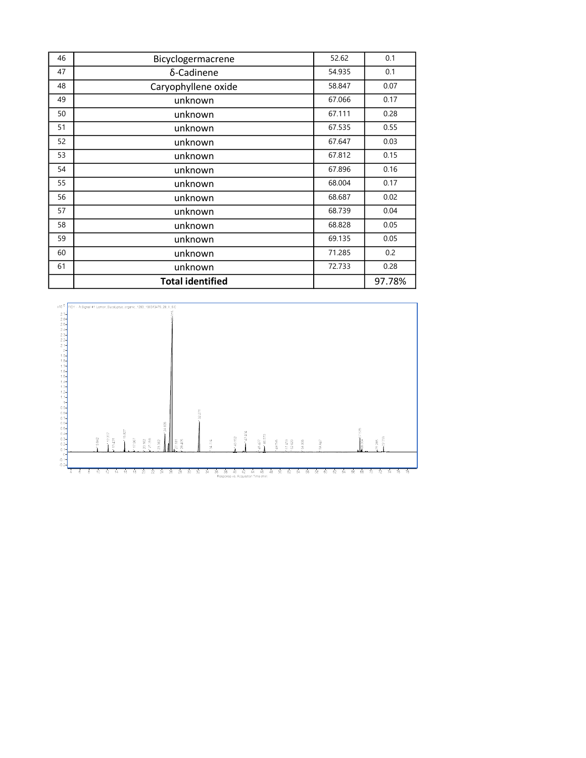| | | | |
|---|---|---|---|
| 46 | Bicyclogermacrene | 52.62 | 0.1 |
| 47 | δ-Cadinene | 54.935 | 0.1 |
| 48 | Caryophyllene oxide | 58.847 | 0.07 |
| 49 | unknown | 67.066 | 0.17 |
| 50 | unknown | 67.111 | 0.28 |
| 51 | unknown | 67.535 | 0.55 |
| 52 | unknown | 67.647 | 0.03 |
| 53 | unknown | 67.812 | 0.15 |
| 54 | unknown | 67.896 | 0.16 |
| 55 | unknown | 68.004 | 0.17 |
| 56 | unknown | 68.687 | 0.02 |
| 57 | unknown | 68.739 | 0.04 |
| 58 | unknown | 68.828 | 0.05 |
| 59 | unknown | 69.135 | 0.05 |
| 60 | unknown | 71.285 | 0.2 |
| 61 | unknown | 72.733 | 0.28 |
| | **Total identified** | | 97.78% |

FID1 - A:Signal #1 Lemon_Eucalyptus_organic_1283_190313479_28_II_B.C

Response vs. Acquisition Time (min)